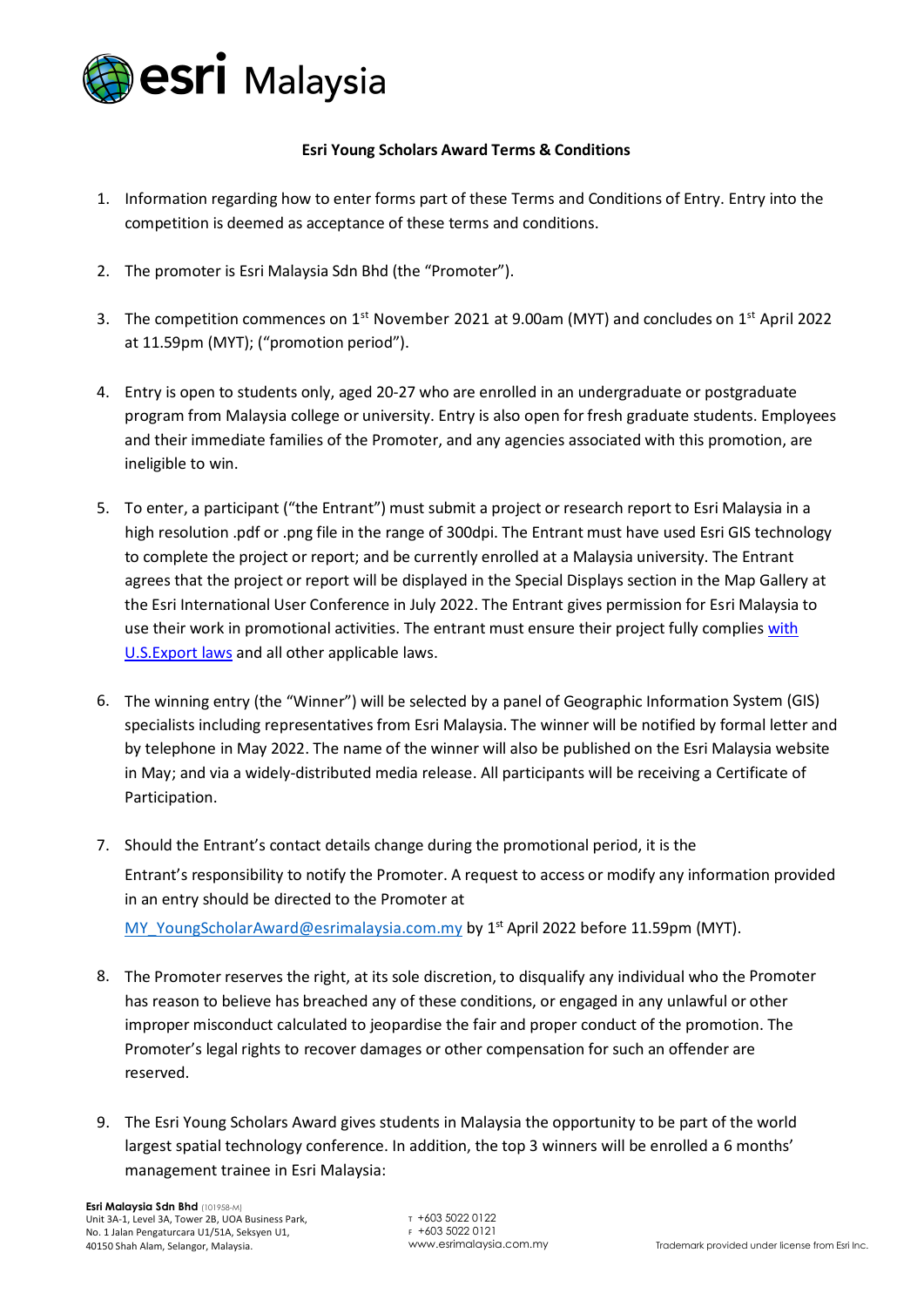**Esri Young Scholars Award Terms & Conditions**

1. Information regarding how to enter forms part of these Terms and Conditions of Entry. Entry into the competition is deemed as acceptance of these terms and conditions.

2. The promoter is Esri Malaysia Sdn Bhd (the "Promoter").

3. The competition commences on 1st November 2021 at 9.00am (MYT) and concludes on 1st April 2022 at 11.59pm (MYT); ("promotion period").

4. Entry is open to students only, aged 20-27 who are enrolled in an undergraduate or postgraduate program from Malaysia college or university. Entry is also open for fresh graduate students. Employees and their immediate families of the Promoter, and any agencies associated with this promotion, are ineligible to win.

5. To enter, a participant ("the Entrant") must submit a project or research report to Esri Malaysia in a high resolution .pdf or .png file in the range of 300dpi. The Entrant must have used Esri GIS technology to complete the project or report; and be currently enrolled at a Malaysia university. The Entrant agrees that the project or report will be displayed in the Special Displays section in the Map Gallery at the Esri International User Conference in July 2022. The Entrant gives permission for Esri Malaysia to use their work in promotional activities. The entrant must ensure their project fully complies with U.S.Export laws and all other applicable laws.

6. The winning entry (the "Winner") will be selected by a panel of Geographic Information System (GIS) specialists including representatives from Esri Malaysia. The winner will be notified by formal letter and by telephone in May 2022. The name of the winner will also be published on the Esri Malaysia website in May; and via a widely-distributed media release. All participants will be receiving a Certificate of Participation.

7. Should the Entrant's contact details change during the promotional period, it is the Entrant's responsibility to notify the Promoter. A request to access or modify any information provided in an entry should be directed to the Promoter at MY_YoungScholarAward@esrimalaysia.com.my by 1st April 2022 before 11.59pm (MYT).

8. The Promoter reserves the right, at its sole discretion, to disqualify any individual who the Promoter has reason to believe has breached any of these conditions, or engaged in any unlawful or other improper misconduct calculated to jeopardise the fair and proper conduct of the promotion. The Promoter's legal rights to recover damages or other compensation for such an offender are reserved.

9. The Esri Young Scholars Award gives students in Malaysia the opportunity to be part of the world largest spatial technology conference. In addition, the top 3 winners will be enrolled a 6 months' management trainee in Esri Malaysia: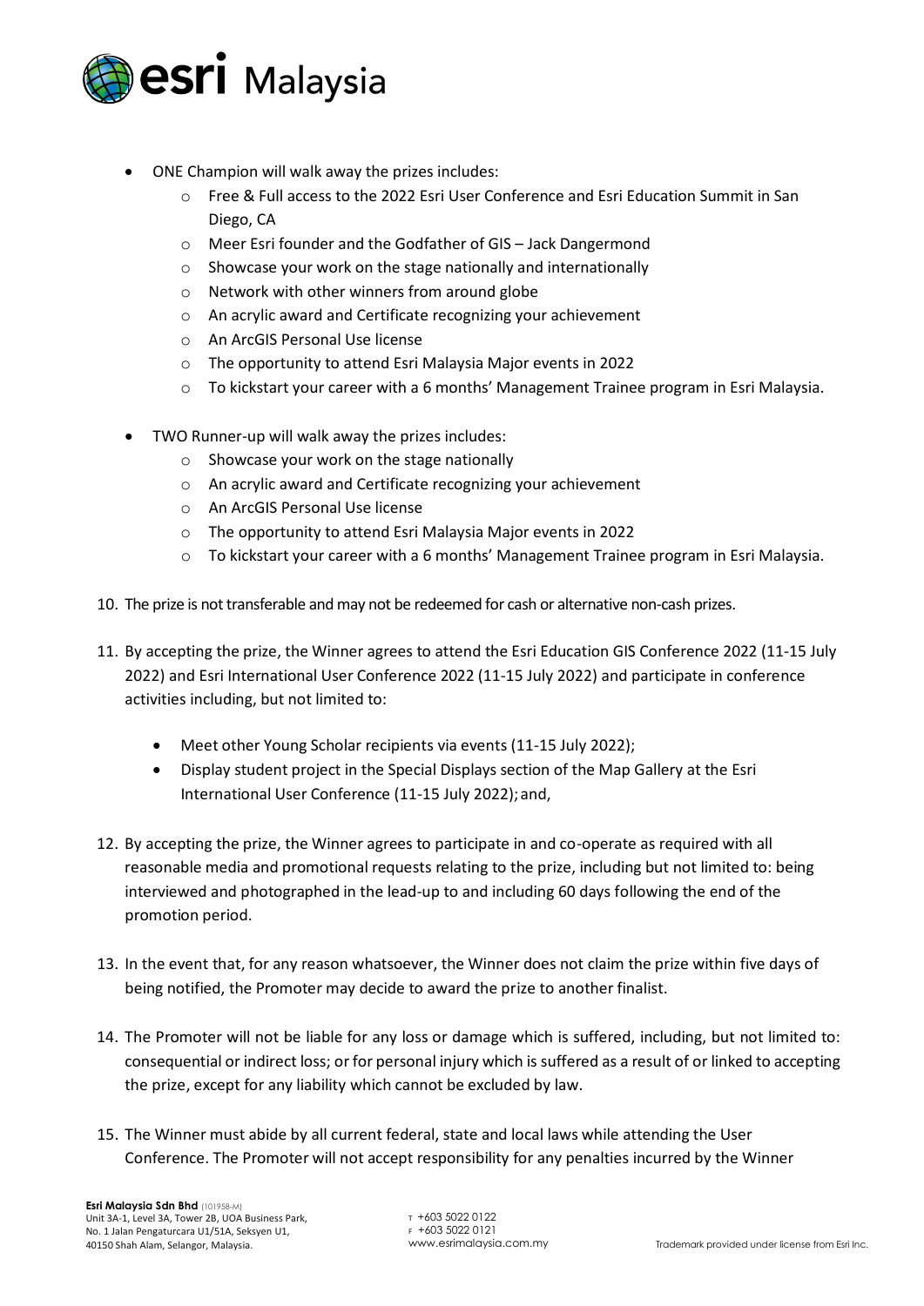- ONE Champion will walk away the prizes includes:
  - Free & Full access to the 2022 Esri User Conference and Esri Education Summit in San Diego, CA
  - Meer Esri founder and the Godfather of GIS – Jack Dangermond
  - Showcase your work on the stage nationally and internationally
  - Network with other winners from around globe
  - An acrylic award and Certificate recognizing your achievement
  - An ArcGIS Personal Use license
  - The opportunity to attend Esri Malaysia Major events in 2022
  - To kickstart your career with a 6 months' Management Trainee program in Esri Malaysia.

- TWO Runner-up will walk away the prizes includes:
  - Showcase your work on the stage nationally
  - An acrylic award and Certificate recognizing your achievement
  - An ArcGIS Personal Use license
  - The opportunity to attend Esri Malaysia Major events in 2022
  - To kickstart your career with a 6 months' Management Trainee program in Esri Malaysia.

10. The prize is not transferable and may not be redeemed for cash or alternative non-cash prizes.

11. By accepting the prize, the Winner agrees to attend the Esri Education GIS Conference 2022 (11-15 July 2022) and Esri International User Conference 2022 (11-15 July 2022) and participate in conference activities including, but not limited to:

    - Meet other Young Scholar recipients via events (11-15 July 2022);
    - Display student project in the Special Displays section of the Map Gallery at the Esri International User Conference (11-15 July 2022); and,

12. By accepting the prize, the Winner agrees to participate in and co-operate as required with all reasonable media and promotional requests relating to the prize, including but not limited to: being interviewed and photographed in the lead-up to and including 60 days following the end of the promotion period.

13. In the event that, for any reason whatsoever, the Winner does not claim the prize within five days of being notified, the Promoter may decide to award the prize to another finalist.

14. The Promoter will not be liable for any loss or damage which is suffered, including, but not limited to: consequential or indirect loss; or for personal injury which is suffered as a result of or linked to accepting the prize, except for any liability which cannot be excluded by law.

15. The Winner must abide by all current federal, state and local laws while attending the User Conference. The Promoter will not accept responsibility for any penalties incurred by the Winner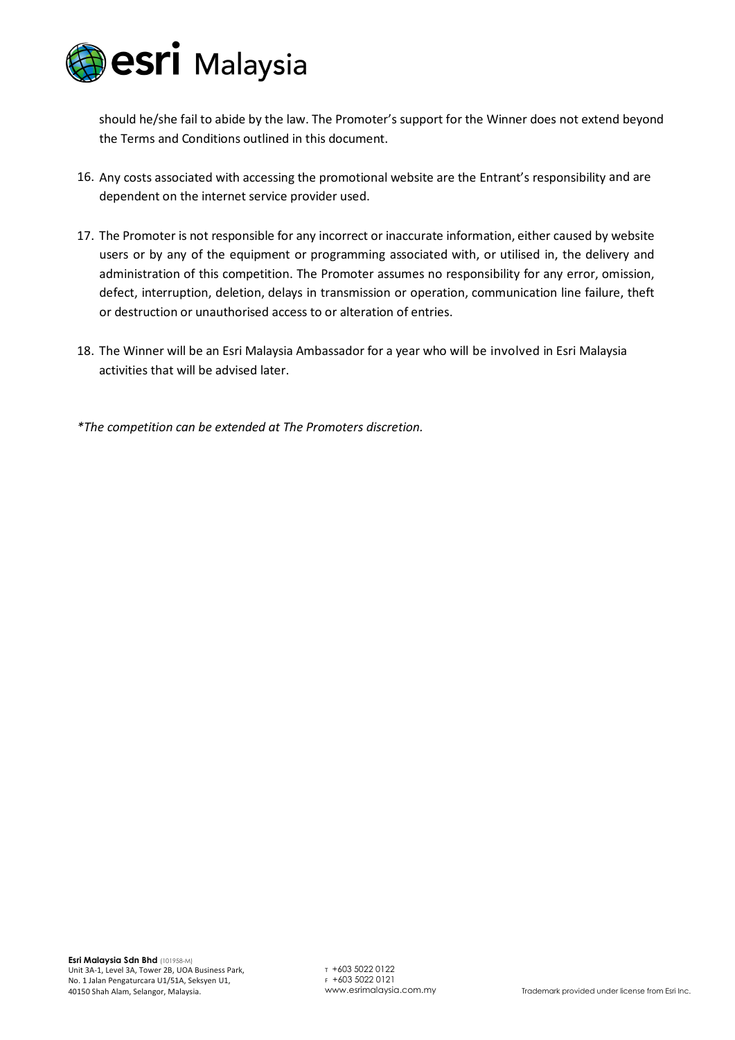should he/she fail to abide by the law. The Promoter's support for the Winner does not extend beyond the Terms and Conditions outlined in this document.

16. Any costs associated with accessing the promotional website are the Entrant's responsibility and are dependent on the internet service provider used.

17. The Promoter is not responsible for any incorrect or inaccurate information, either caused by website users or by any of the equipment or programming associated with, or utilised in, the delivery and administration of this competition. The Promoter assumes no responsibility for any error, omission, defect, interruption, deletion, delays in transmission or operation, communication line failure, theft or destruction or unauthorised access to or alteration of entries.

18. The Winner will be an Esri Malaysia Ambassador for a year who will be involved in Esri Malaysia activities that will be advised later.

*\*The competition can be extended at The Promoters discretion.*